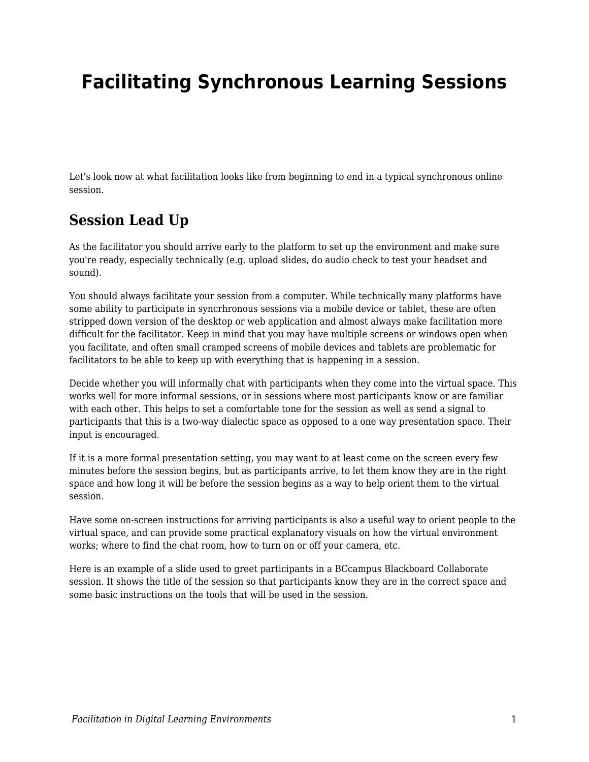# Facilitating Synchronous Learning Sessions

Let's look now at what facilitation looks like from beginning to end in a typical synchronous online session.

## Session Lead Up

As the facilitator you should arrive early to the platform to set up the environment and make sure you're ready, especially technically (e.g. upload slides, do audio check to test your headset and sound).

You should always facilitate your session from a computer. While technically many platforms have some ability to participate in syncrhronous sessions via a mobile device or tablet, these are often stripped down version of the desktop or web application and almost always make facilitation more difficult for the facilitator. Keep in mind that you may have multiple screens or windows open when you facilitate, and often small cramped screens of mobile devices and tablets are problematic for facilitators to be able to keep up with everything that is happening in a session.

Decide whether you will informally chat with participants when they come into the virtual space. This works well for more informal sessions, or in sessions where most participants know or are familiar with each other. This helps to set a comfortable tone for the session as well as send a signal to participants that this is a two-way dialectic space as opposed to a one way presentation space. Their input is encouraged.

If it is a more formal presentation setting, you may want to at least come on the screen every few minutes before the session begins, but as participants arrive, to let them know they are in the right space and how long it will be before the session begins as a way to help orient them to the virtual session.

Have some on-screen instructions for arriving participants is also a useful way to orient people to the virtual space, and can provide some practical explanatory visuals on how the virtual environment works; where to find the chat room, how to turn on or off your camera, etc.

Here is an example of a slide used to greet participants in a BCcampus Blackboard Collaborate session. It shows the title of the session so that participants know they are in the correct space and some basic instructions on the tools that will be used in the session.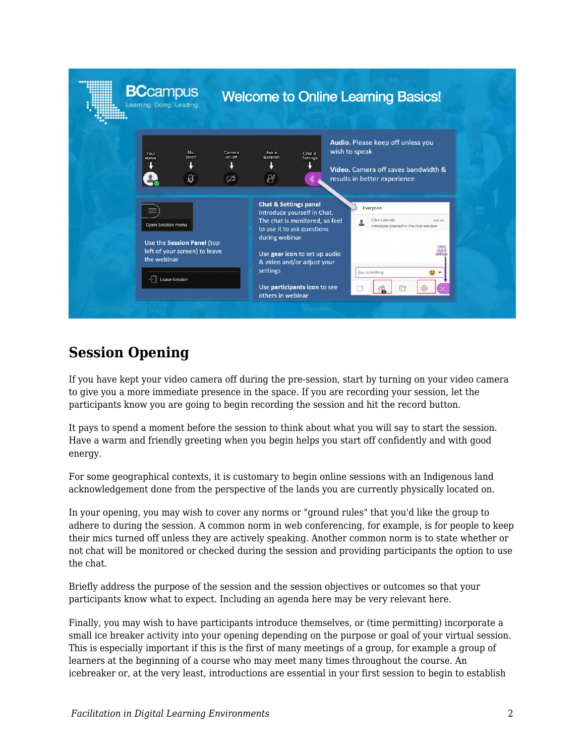## Session Opening

If you have kept your video camera off during the pre-session, start by turning on your video camera to give you a more immediate presence in the space. If you are recording your session, let the participants know you are going to begin recording the session and hit the record button.

It pays to spend a moment before the session to think about what you will say to start the session. Have a warm and friendly greeting when you begin helps you start off confidently and with good energy.

For some geographical contexts, it is customary to begin online sessions with an Indigenous land acknowledgement done from the perspective of the lands you are currently physically located on.

In your opening, you may wish to cover any norms or "ground rules" that you'd like the group to adhere to during the session. A common norm in web conferencing, for example, is for people to keep their mics turned off unless they are actively speaking. Another common norm is to state whether or not chat will be monitored or checked during the session and providing participants the option to use the chat.

Briefly address the purpose of the session and the session objectives or outcomes so that your participants know what to expect. Including an agenda here may be very relevant here.

Finally, you may wish to have participants introduce themselves, or (time permitting) incorporate a small ice breaker activity into your opening depending on the purpose or goal of your virtual session. This is especially important if this is the first of many meetings of a group, for example a group of learners at the beginning of a course who may meet many times throughout the course. An icebreaker or, at the very least, introductions are essential in your first session to begin to establish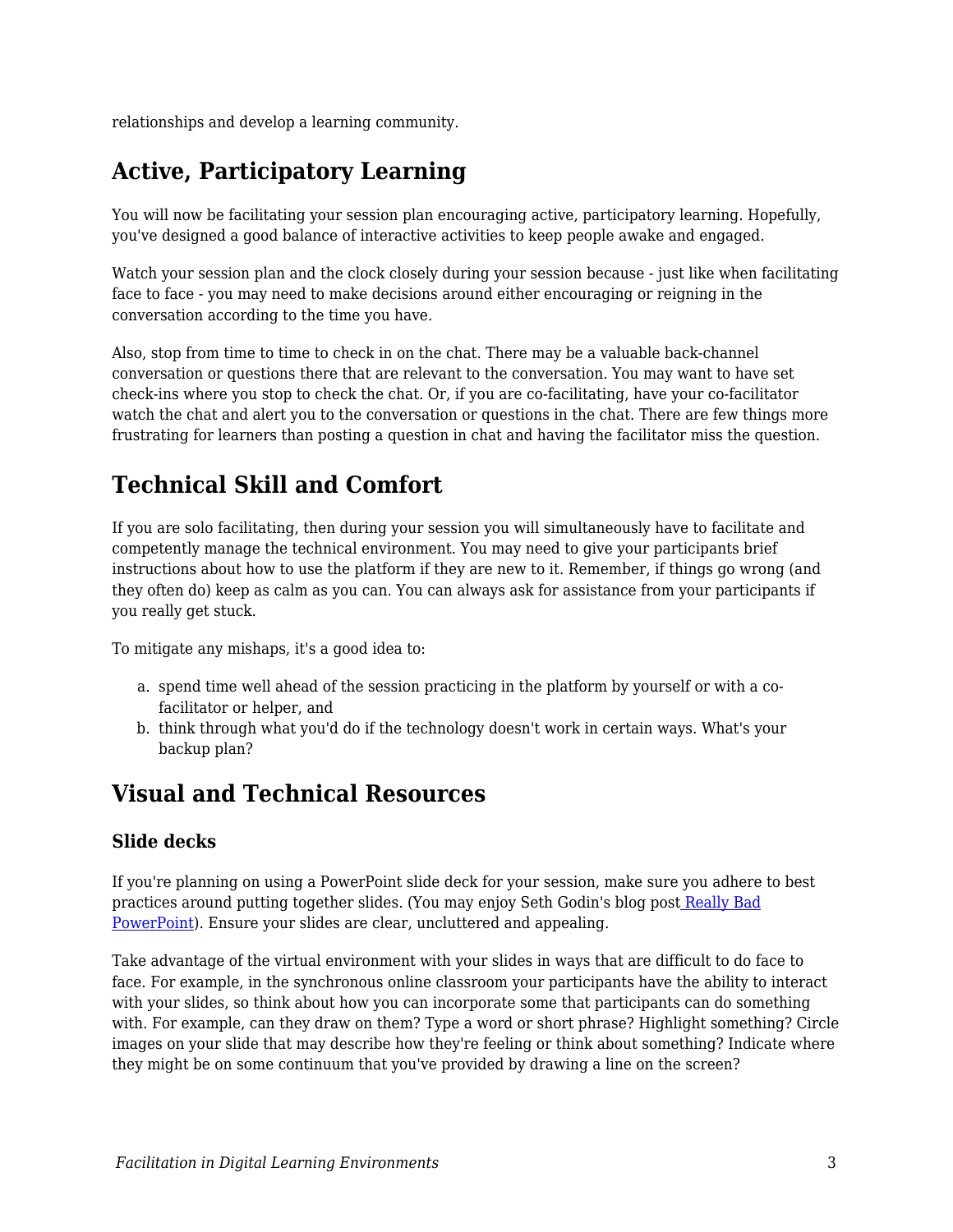relationships and develop a learning community.

## Active, Participatory Learning

You will now be facilitating your session plan encouraging active, participatory learning. Hopefully, you've designed a good balance of interactive activities to keep people awake and engaged.

Watch your session plan and the clock closely during your session because - just like when facilitating face to face - you may need to make decisions around either encouraging or reigning in the conversation according to the time you have.

Also, stop from time to time to check in on the chat. There may be a valuable back-channel conversation or questions there that are relevant to the conversation. You may want to have set check-ins where you stop to check the chat. Or, if you are co-facilitating, have your co-facilitator watch the chat and alert you to the conversation or questions in the chat. There are few things more frustrating for learners than posting a question in chat and having the facilitator miss the question.

## Technical Skill and Comfort

If you are solo facilitating, then during your session you will simultaneously have to facilitate and competently manage the technical environment. You may need to give your participants brief instructions about how to use the platform if they are new to it. Remember, if things go wrong (and they often do) keep as calm as you can. You can always ask for assistance from your participants if you really get stuck.

To mitigate any mishaps, it's a good idea to:

a. spend time well ahead of the session practicing in the platform by yourself or with a co-facilitator or helper, and
b. think through what you'd do if the technology doesn't work in certain ways. What's your backup plan?

## Visual and Technical Resources

### Slide decks

If you're planning on using a PowerPoint slide deck for your session, make sure you adhere to best practices around putting together slides. (You may enjoy Seth Godin's blog post Really Bad PowerPoint). Ensure your slides are clear, uncluttered and appealing.

Take advantage of the virtual environment with your slides in ways that are difficult to do face to face. For example, in the synchronous online classroom your participants have the ability to interact with your slides, so think about how you can incorporate some that participants can do something with. For example, can they draw on them? Type a word or short phrase? Highlight something? Circle images on your slide that may describe how they're feeling or think about something? Indicate where they might be on some continuum that you've provided by drawing a line on the screen?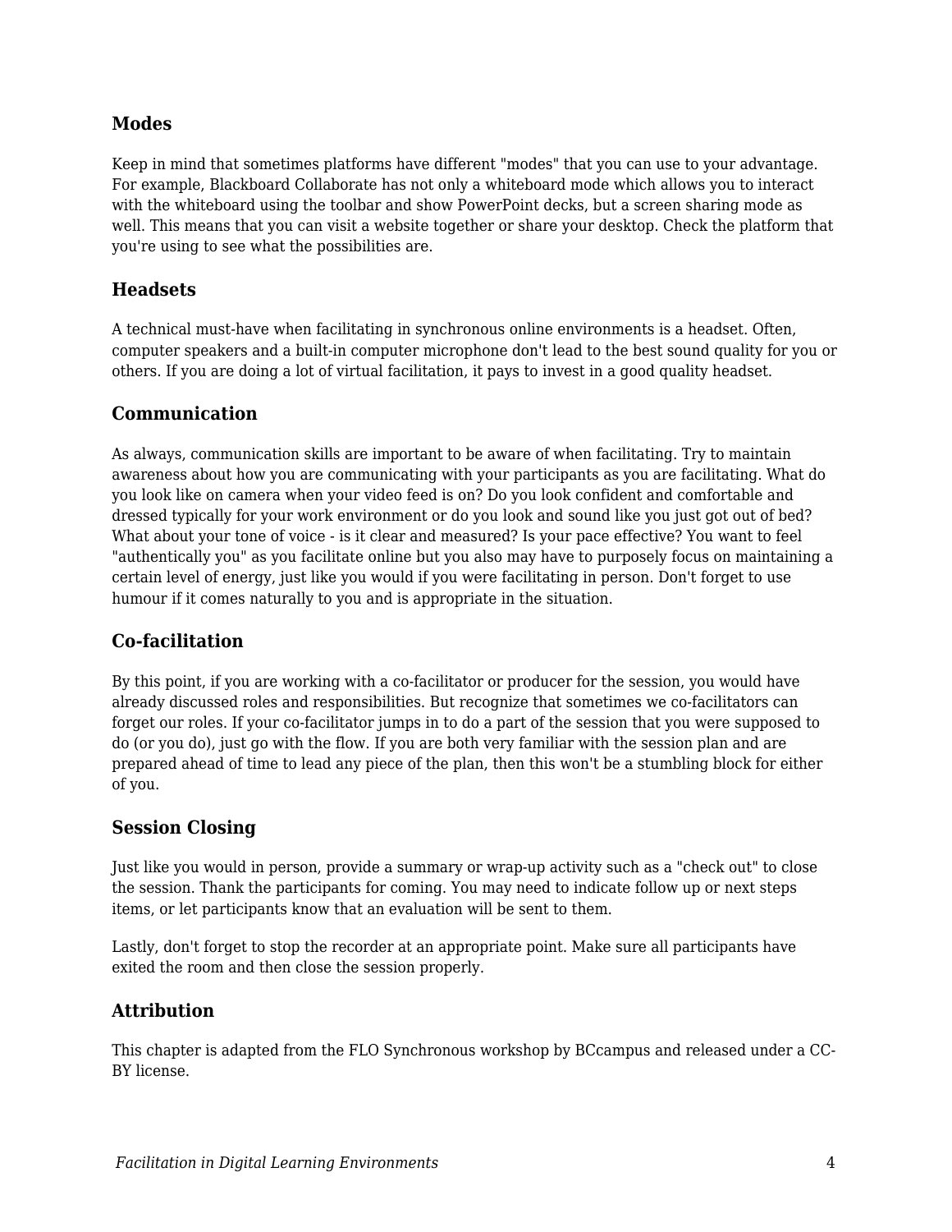### Modes

Keep in mind that sometimes platforms have different "modes" that you can use to your advantage. For example, Blackboard Collaborate has not only a whiteboard mode which allows you to interact with the whiteboard using the toolbar and show PowerPoint decks, but a screen sharing mode as well. This means that you can visit a website together or share your desktop. Check the platform that you're using to see what the possibilities are.

### Headsets

A technical must-have when facilitating in synchronous online environments is a headset. Often, computer speakers and a built-in computer microphone don't lead to the best sound quality for you or others. If you are doing a lot of virtual facilitation, it pays to invest in a good quality headset.

### Communication

As always, communication skills are important to be aware of when facilitating. Try to maintain awareness about how you are communicating with your participants as you are facilitating. What do you look like on camera when your video feed is on? Do you look confident and comfortable and dressed typically for your work environment or do you look and sound like you just got out of bed? What about your tone of voice - is it clear and measured? Is your pace effective? You want to feel "authentically you" as you facilitate online but you also may have to purposely focus on maintaining a certain level of energy, just like you would if you were facilitating in person. Don't forget to use humour if it comes naturally to you and is appropriate in the situation.

### Co-facilitation

By this point, if you are working with a co-facilitator or producer for the session, you would have already discussed roles and responsibilities. But recognize that sometimes we co-facilitators can forget our roles. If your co-facilitator jumps in to do a part of the session that you were supposed to do (or you do), just go with the flow. If you are both very familiar with the session plan and are prepared ahead of time to lead any piece of the plan, then this won't be a stumbling block for either of you.

### Session Closing

Just like you would in person, provide a summary or wrap-up activity such as a "check out" to close the session. Thank the participants for coming. You may need to indicate follow up or next steps items, or let participants know that an evaluation will be sent to them.

Lastly, don't forget to stop the recorder at an appropriate point. Make sure all participants have exited the room and then close the session properly.

### Attribution

This chapter is adapted from the FLO Synchronous workshop by BCcampus and released under a CC-BY license.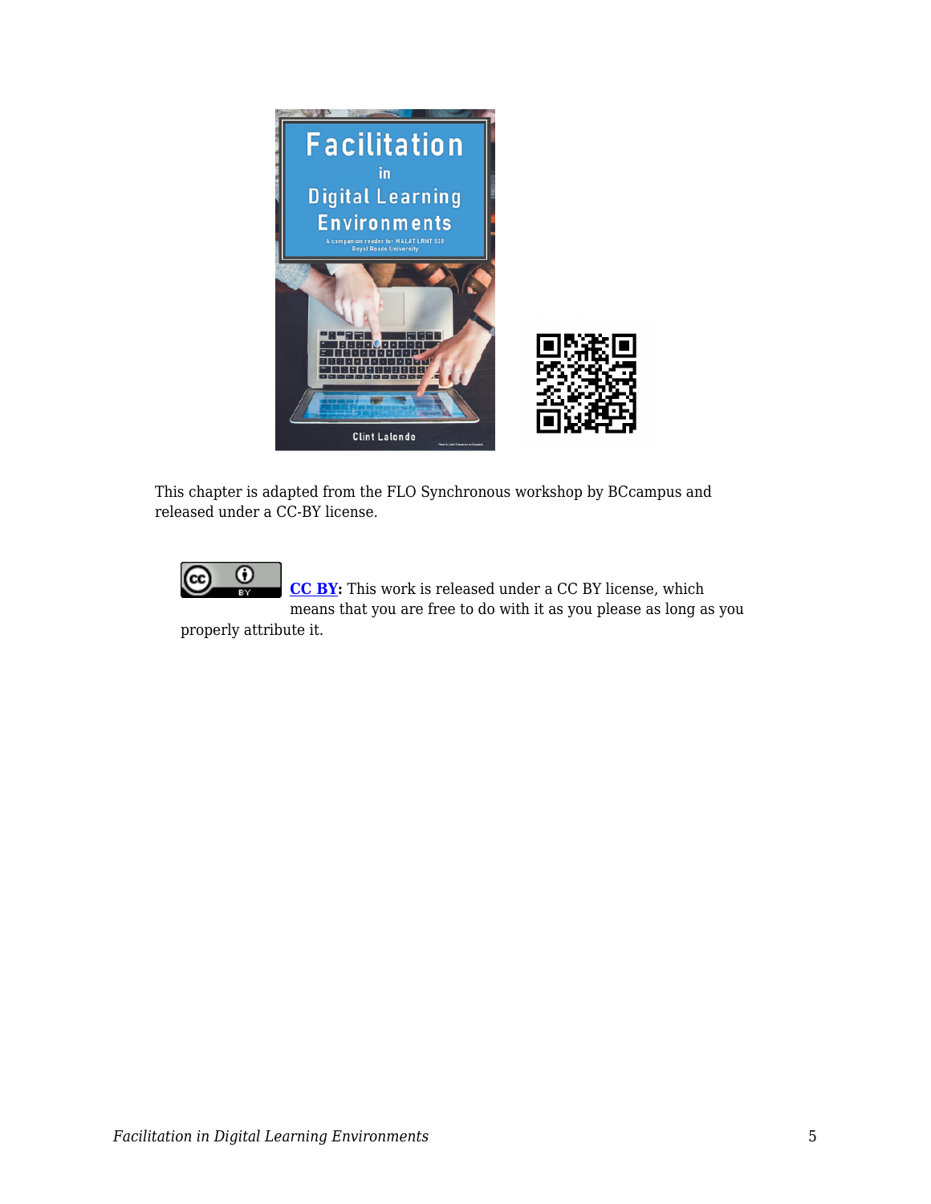This chapter is adapted from the FLO Synchronous workshop by BCcampus and released under a CC-BY license.

**CC BY:** This work is released under a CC BY license, which means that you are free to do with it as you please as long as you properly attribute it.